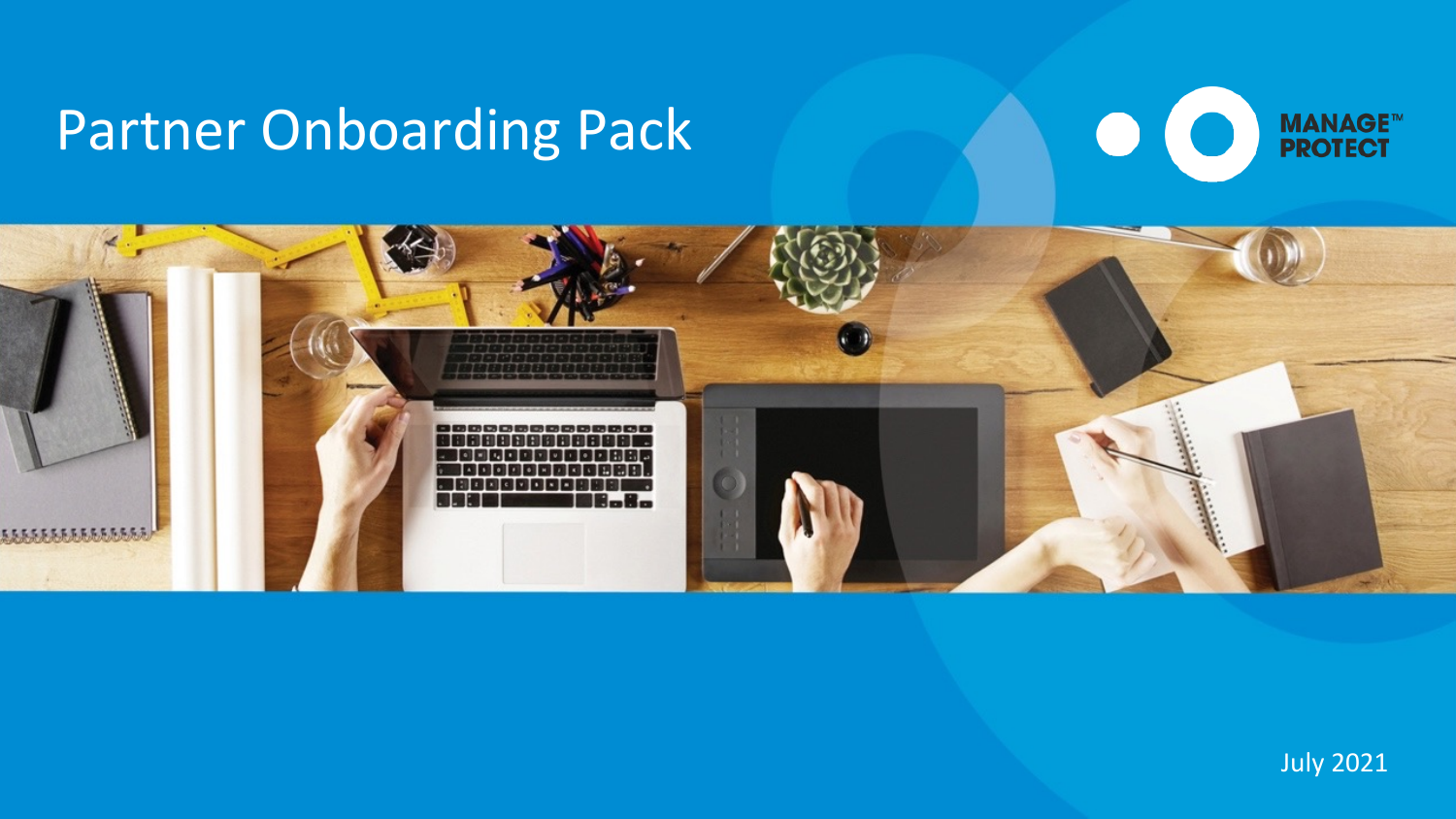# Partner Onboarding Pack

MANAGE™
PROTECT

July 2021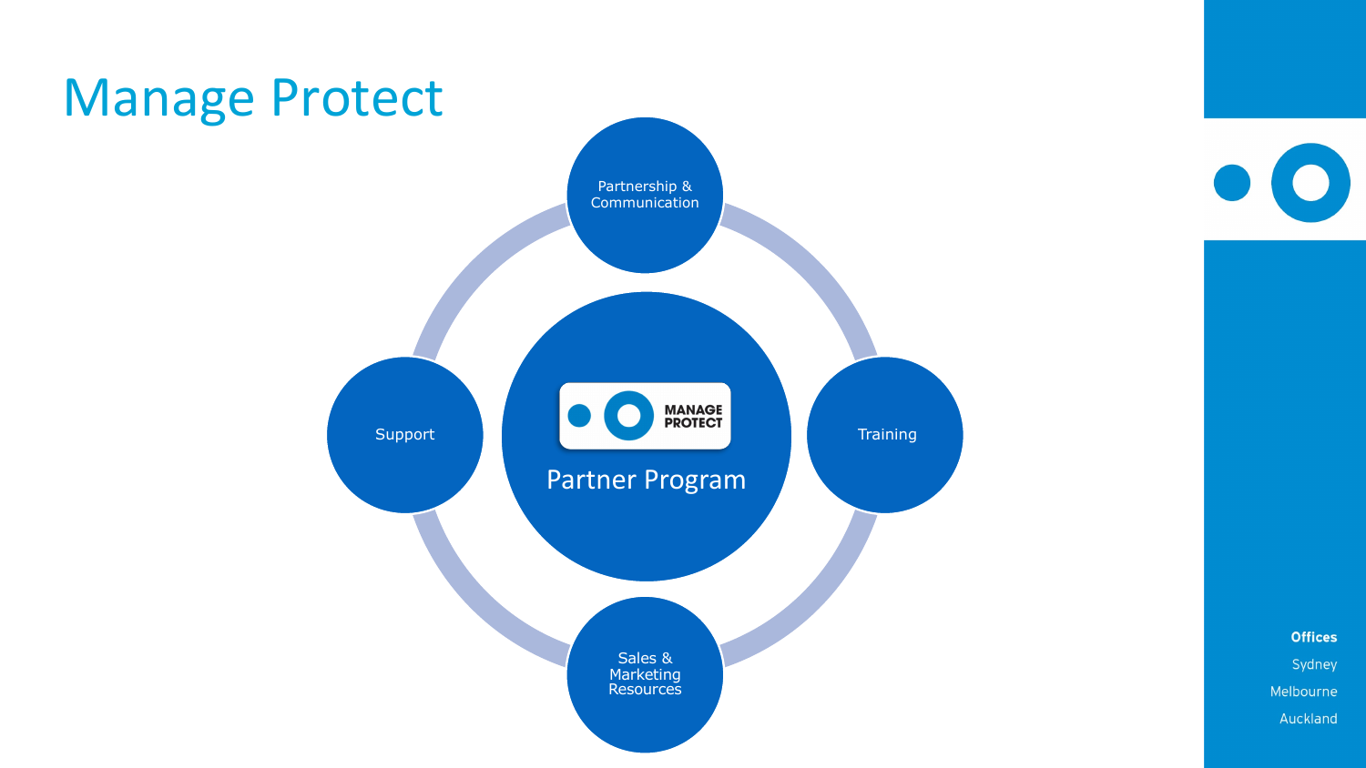# Manage Protect

Partnership & Communication

Support

MANAGE PROTECT

Partner Program

Training

Sales & Marketing Resources

**Offices**

Sydney

Melbourne

Auckland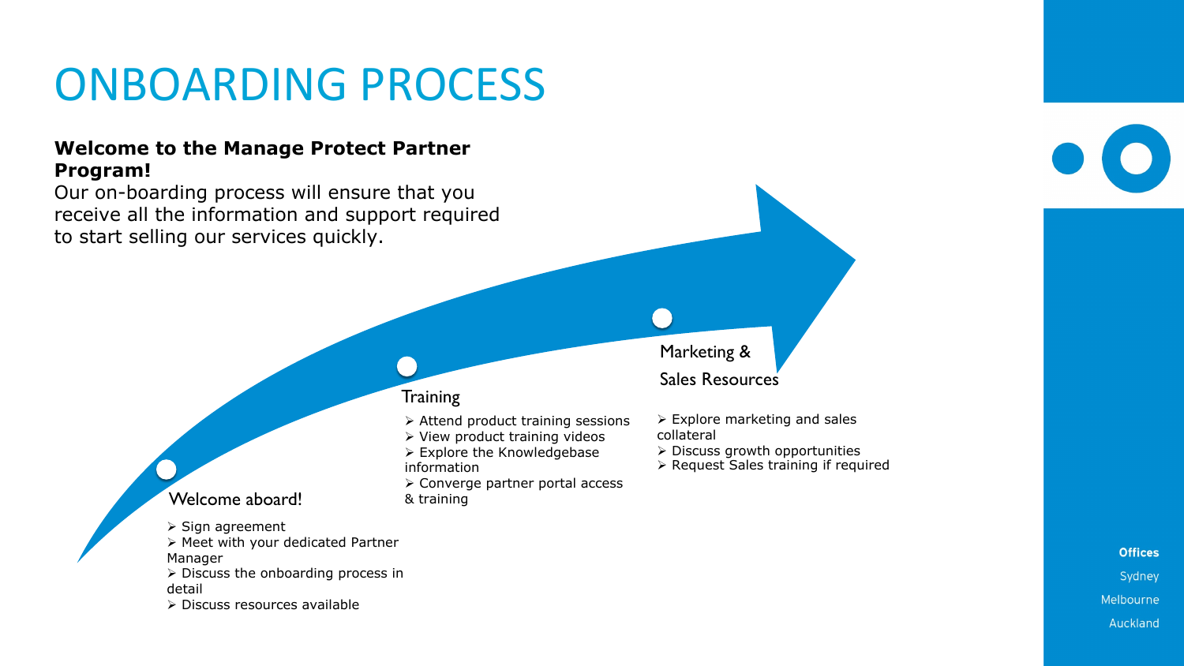# ONBOARDING PROCESS

**Welcome to the Manage Protect Partner Program!**

Our on-boarding process will ensure that you receive all the information and support required to start selling our services quickly.

### Welcome aboard!

- Sign agreement
- Meet with your dedicated Partner Manager
- Discuss the onboarding process in detail
- Discuss resources available

### Training

- Attend product training sessions
- View product training videos
- Explore the Knowledgebase information
- Converge partner portal access & training

### Marketing & Sales Resources

- Explore marketing and sales collateral
- Discuss growth opportunities
- Request Sales training if required

**Offices**

Sydney

Melbourne

Auckland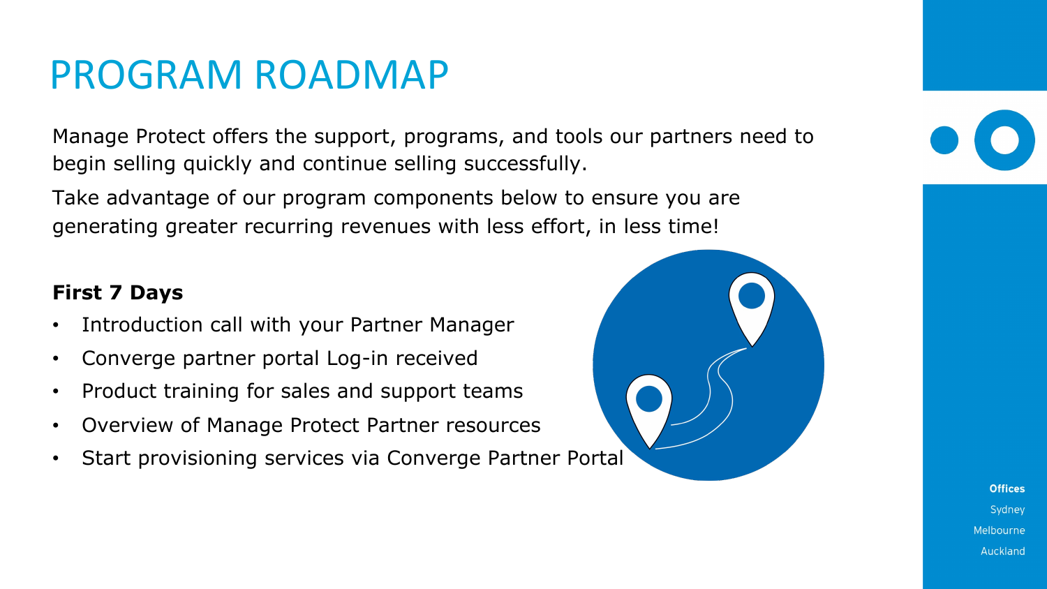# PROGRAM ROADMAP

Manage Protect offers the support, programs, and tools our partners need to begin selling quickly and continue selling successfully.

Take advantage of our program components below to ensure you are generating greater recurring revenues with less effort, in less time!

**First 7 Days**

- Introduction call with your Partner Manager
- Converge partner portal Log-in received
- Product training for sales and support teams
- Overview of Manage Protect Partner resources
- Start provisioning services via Converge Partner Portal

**Offices**

Sydney

Melbourne

Auckland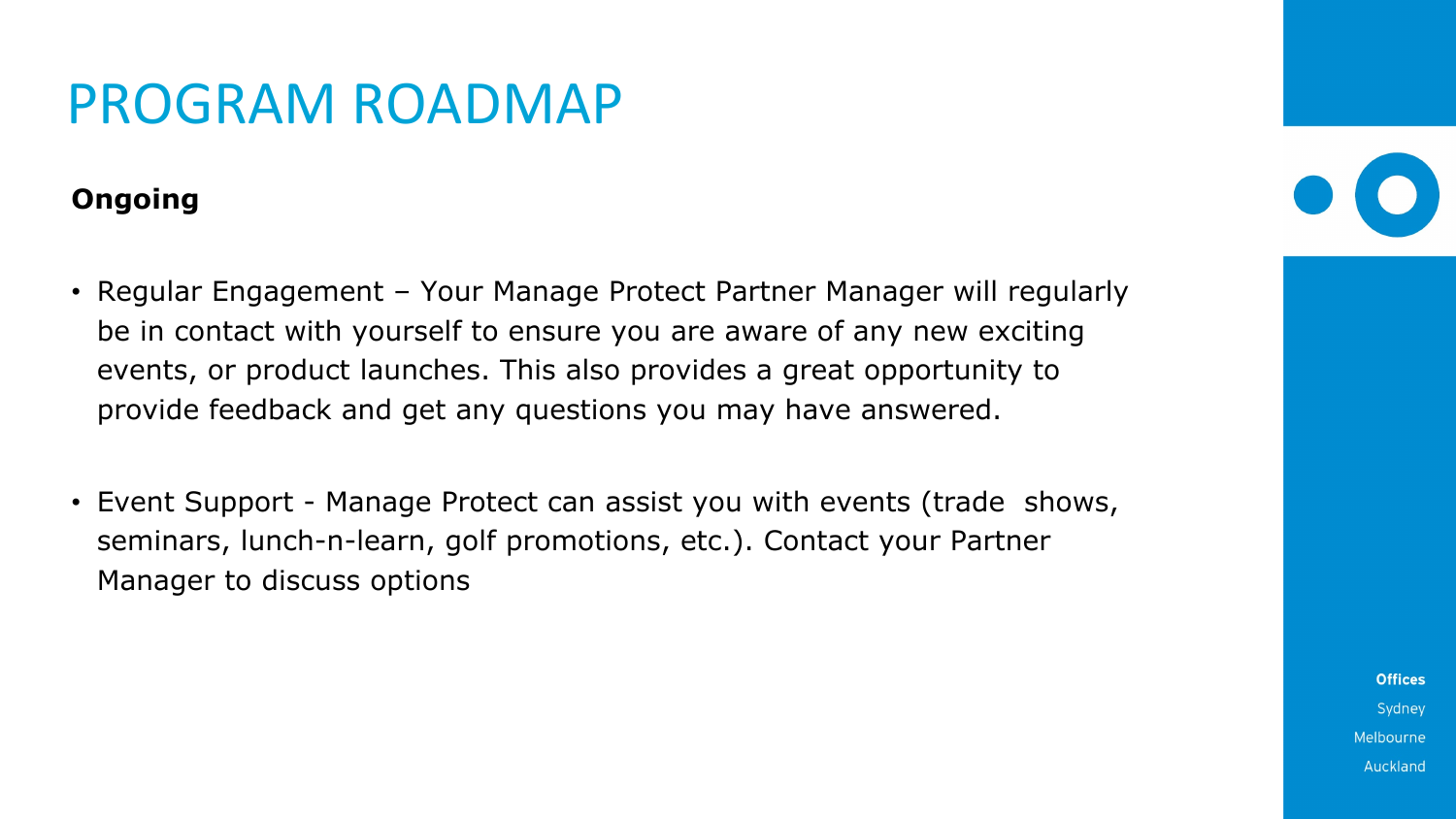# PROGRAM ROADMAP

**Ongoing**

- Regular Engagement – Your Manage Protect Partner Manager will regularly be in contact with yourself to ensure you are aware of any new exciting events, or product launches. This also provides a great opportunity to provide feedback and get any questions you may have answered.

- Event Support - Manage Protect can assist you with events (trade shows, seminars, lunch-n-learn, golf promotions, etc.). Contact your Partner Manager to discuss options

**Offices**
Sydney
Melbourne
Auckland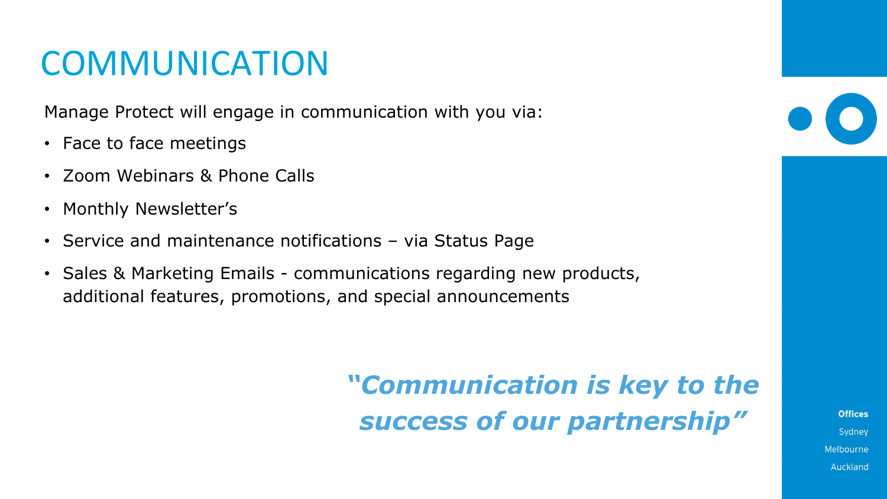# COMMUNICATION

Manage Protect will engage in communication with you via:

- Face to face meetings
- Zoom Webinars & Phone Calls
- Monthly Newsletter’s
- Service and maintenance notifications – via Status Page
- Sales & Marketing Emails - communications regarding new products, additional features, promotions, and special announcements

***“Communication is key to the success of our partnership”***

**Offices**

Sydney

Melbourne

Auckland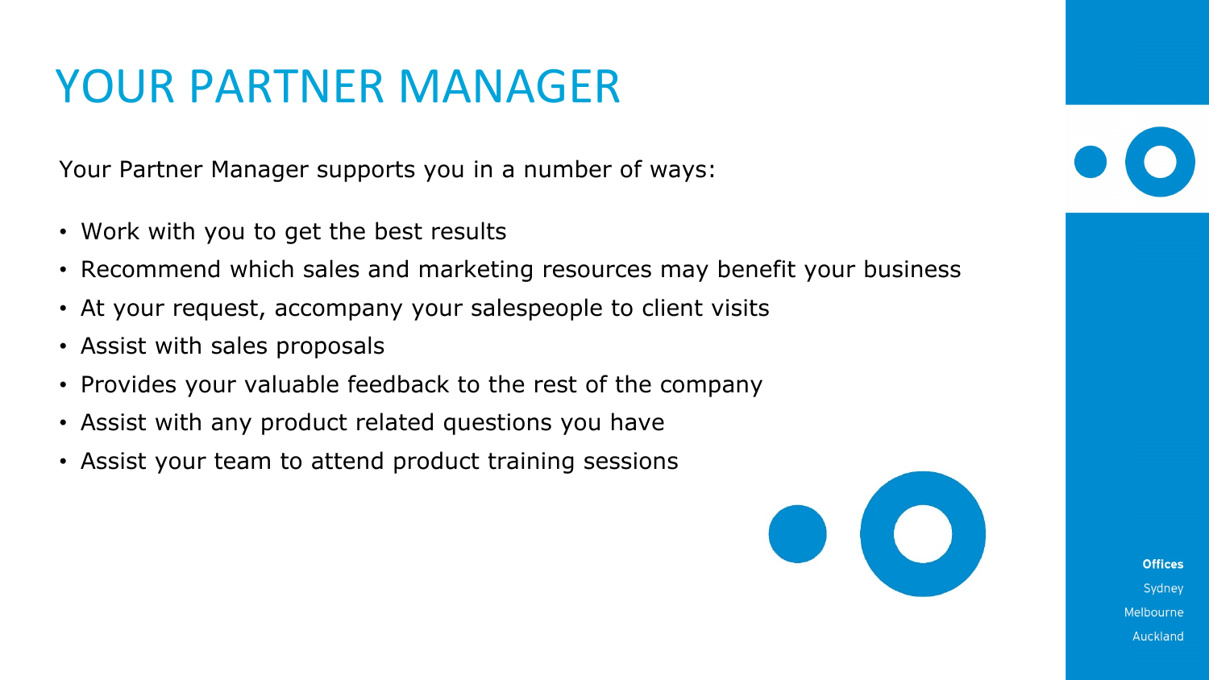# YOUR PARTNER MANAGER

Your Partner Manager supports you in a number of ways:

- Work with you to get the best results
- Recommend which sales and marketing resources may benefit your business
- At your request, accompany your salespeople to client visits
- Assist with sales proposals
- Provides your valuable feedback to the rest of the company
- Assist with any product related questions you have
- Assist your team to attend product training sessions

**Offices**
Sydney
Melbourne
Auckland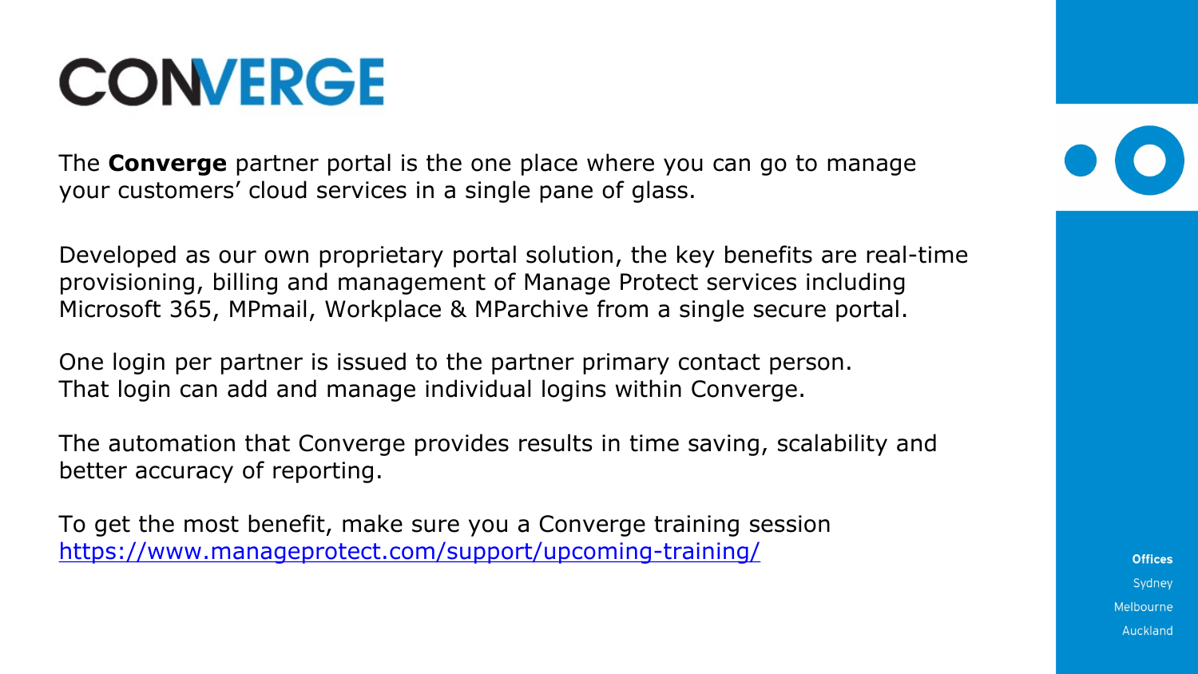# CONVERGE

The **Converge** partner portal is the one place where you can go to manage your customers' cloud services in a single pane of glass.

Developed as our own proprietary portal solution, the key benefits are real-time provisioning, billing and management of Manage Protect services including Microsoft 365, MPmail, Workplace & MParchive from a single secure portal.

One login per partner is issued to the partner primary contact person.
That login can add and manage individual logins within Converge.

The automation that Converge provides results in time saving, scalability and better accuracy of reporting.

To get the most benefit, make sure you a Converge training session
[https://www.manageprotect.com/support/upcoming-training/](https://www.manageprotect.com/support/upcoming-training/)

**Offices**
Sydney
Melbourne
Auckland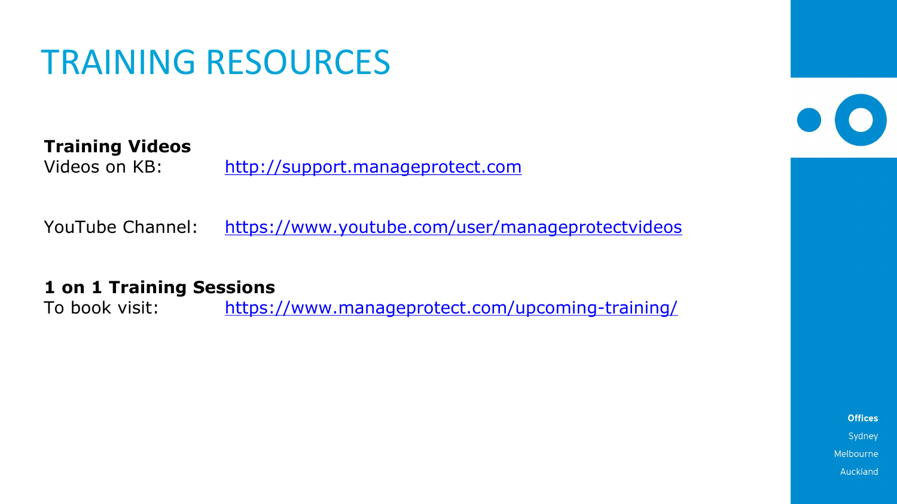# TRAINING RESOURCES

**Training Videos**

Videos on KB: http://support.manageprotect.com

YouTube Channel: https://www.youtube.com/user/manageprotectvideos

**1 on 1 Training Sessions**

To book visit: https://www.manageprotect.com/upcoming-training/

**Offices**

Sydney

Melbourne

Auckland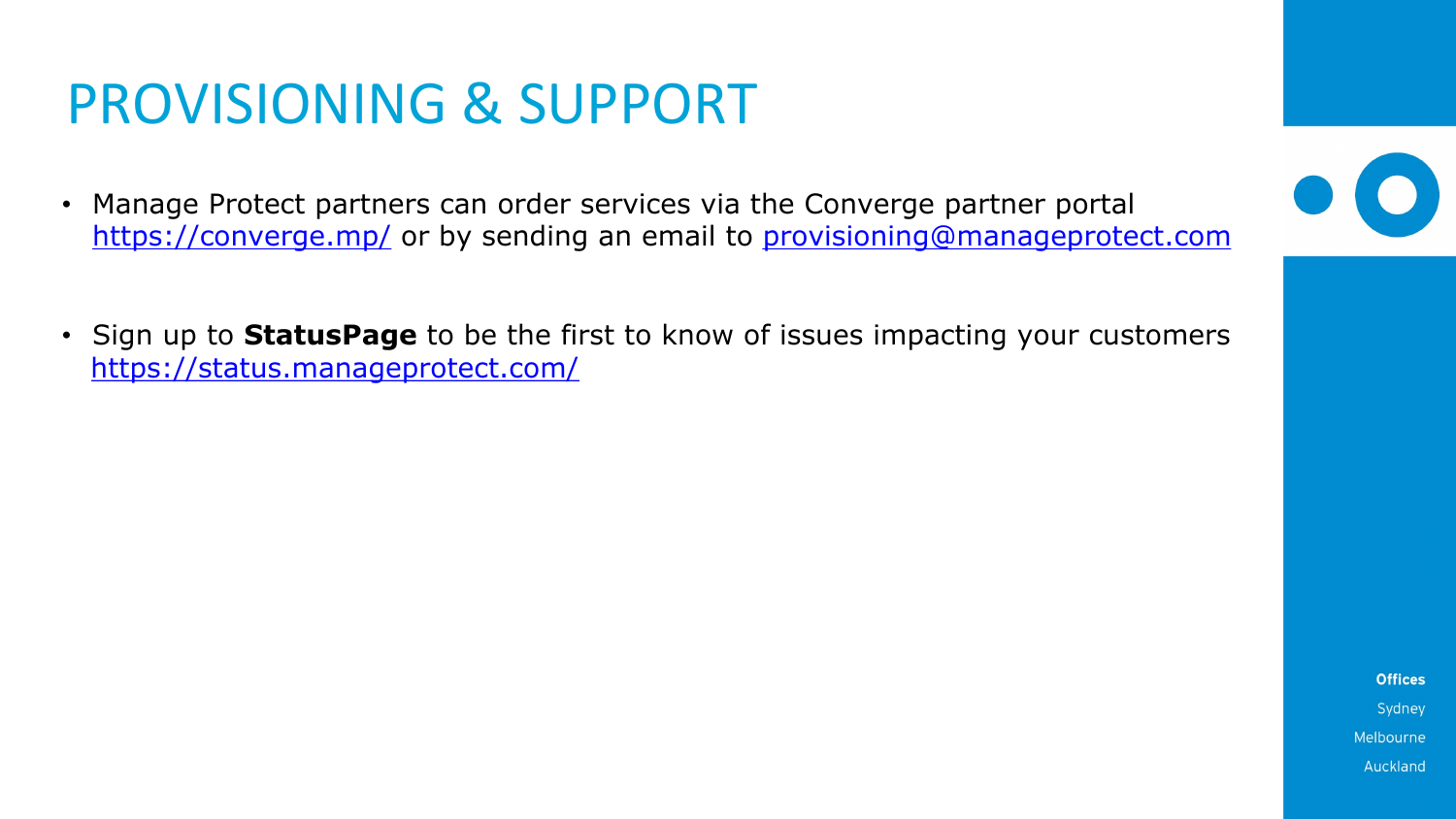# PROVISIONING & SUPPORT

- Manage Protect partners can order services via the Converge partner portal https://converge.mp/ or by sending an email to provisioning@manageprotect.com
- Sign up to **StatusPage** to be the first to know of issues impacting your customers https://status.manageprotect.com/

**Offices**

Sydney

Melbourne

Auckland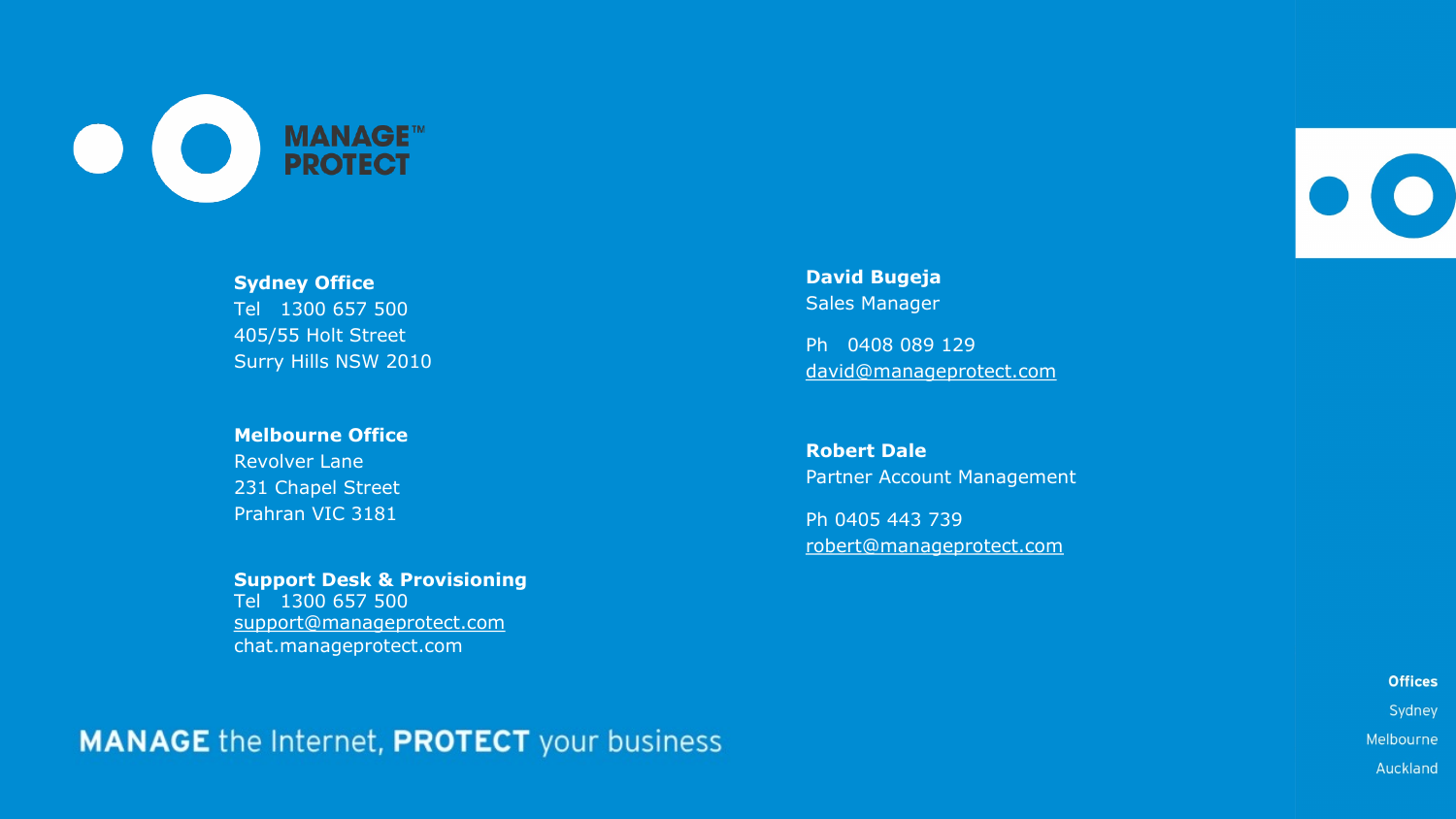MANAGE™
PROTECT

**Sydney Office**
Tel 1300 657 500
405/55 Holt Street
Surry Hills NSW 2010

**Melbourne Office**
Revolver Lane
231 Chapel Street
Prahran VIC 3181

**Support Desk & Provisioning**
Tel 1300 657 500
support@manageprotect.com
chat.manageprotect.com

**David Bugeja**
Sales Manager

Ph 0408 089 129
david@manageprotect.com

**Robert Dale**
Partner Account Management

Ph 0405 443 739
robert@manageprotect.com

**MANAGE** the Internet, **PROTECT** your business

**Offices**
Sydney
Melbourne
Auckland